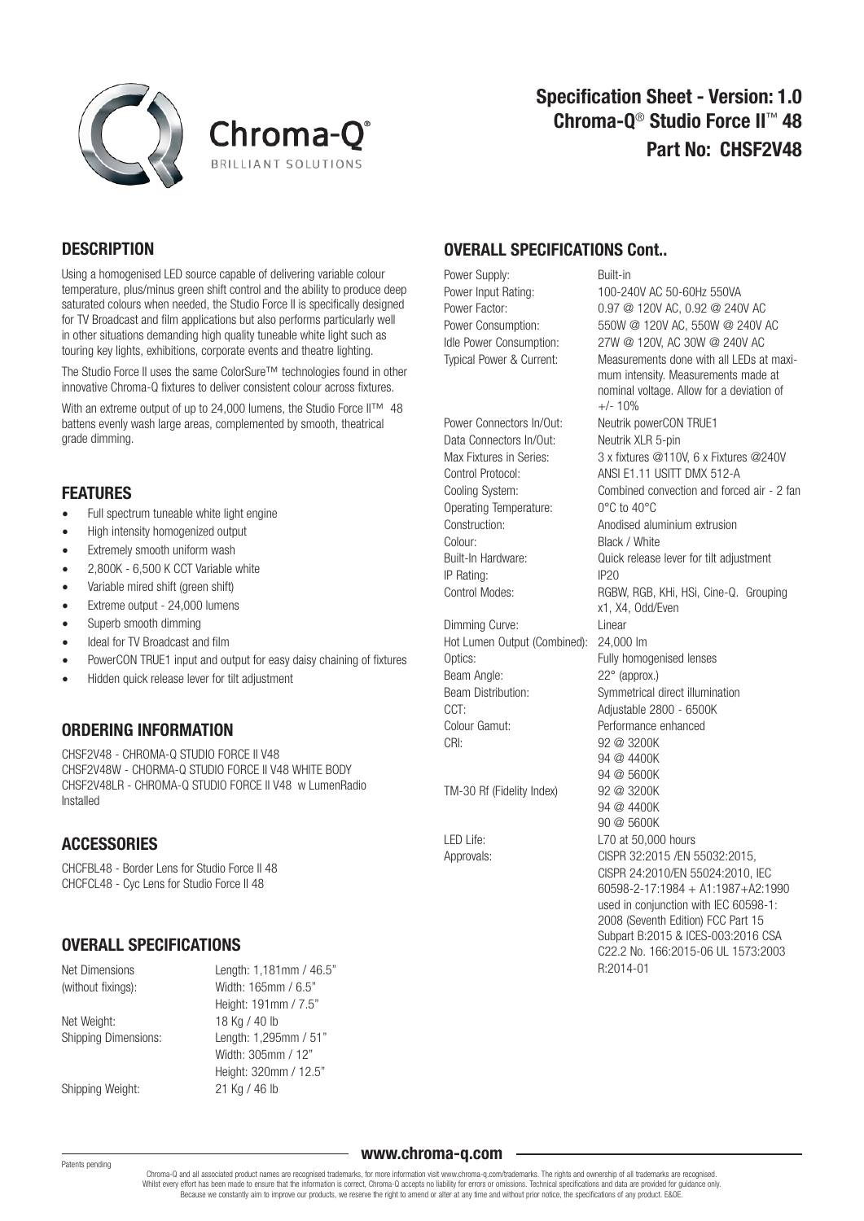# Specification Sheet - Version: 1.0
## Chroma-Q® Studio Force II™ 48
## Part No: CHSF2V48

## DESCRIPTION

Using a homogenised LED source capable of delivering variable colour temperature, plus/minus green shift control and the ability to produce deep saturated colours when needed, the Studio Force II is specifically designed for TV Broadcast and film applications but also performs particularly well in other situations demanding high quality tuneable white light such as touring key lights, exhibitions, corporate events and theatre lighting.

The Studio Force II uses the same ColorSure™ technologies found in other innovative Chroma-Q fixtures to deliver consistent colour across fixtures.

With an extreme output of up to 24,000 lumens, the Studio Force II™ 48 battens evenly wash large areas, complemented by smooth, theatrical grade dimming.

## FEATURES

- Full spectrum tuneable white light engine
- High intensity homogenized output
- Extremely smooth uniform wash
- 2,800K - 6,500 K CCT Variable white
- Variable mired shift (green shift)
- Extreme output - 24,000 lumens
- Superb smooth dimming
- Ideal for TV Broadcast and film
- PowerCON TRUE1 input and output for easy daisy chaining of fixtures
- Hidden quick release lever for tilt adjustment

## ORDERING INFORMATION

CHSF2V48 - CHROMA-Q STUDIO FORCE II V48
CHSF2V48W - CHORMA-Q STUDIO FORCE II V48 WHITE BODY
CHSF2V48LR - CHROMA-Q STUDIO FORCE II V48 w LumenRadio Installed

## ACCESSORIES

CHCFBL48 - Border Lens for Studio Force II 48
CHCFCL48 - Cyc Lens for Studio Force II 48

## OVERALL SPECIFICATIONS

| | |
|---|---|
| Net Dimensions (without fixings): | Length: 1,181mm / 46.5"<br>Width: 165mm / 6.5"<br>Height: 191mm / 7.5" |
| Net Weight: | 18 Kg / 40 lb |
| Shipping Dimensions: | Length: 1,295mm / 51"<br>Width: 305mm / 12"<br>Height: 320mm / 12.5" |
| Shipping Weight: | 21 Kg / 46 lb |

## OVERALL SPECIFICATIONS Cont..

| | |
|---|---|
| Power Supply: | Built-in |
| Power Input Rating: | 100-240V AC 50-60Hz 550VA |
| Power Factor: | 0.97 @ 120V AC, 0.92 @ 240V AC |
| Power Consumption: | 550W @ 120V AC, 550W @ 240V AC |
| Idle Power Consumption: | 27W @ 120V, AC 30W @ 240V AC |
| Typical Power & Current: | Measurements done with all LEDs at maximum intensity. Measurements made at nominal voltage. Allow for a deviation of +/- 10% |
| Power Connectors In/Out: | Neutrik powerCON TRUE1 |
| Data Connectors In/Out: | Neutrik XLR 5-pin |
| Max Fixtures in Series: | 3 x fixtures @110V, 6 x Fixtures @240V |
| Control Protocol: | ANSI E1.11 USITT DMX 512-A |
| Cooling System: | Combined convection and forced air - 2 fan |
| Operating Temperature: | 0°C to 40°C |
| Construction: | Anodised aluminium extrusion |
| Colour: | Black / White |
| Built-In Hardware: | Quick release lever for tilt adjustment |
| IP Rating: | IP20 |
| Control Modes: | RGBW, RGB, KHi, HSi, Cine-Q. Grouping x1, X4, Odd/Even |
| Dimming Curve: | Linear |
| Hot Lumen Output (Combined): | 24,000 lm |
| Optics: | Fully homogenised lenses |
| Beam Angle: | 22° (approx.) |
| Beam Distribution: | Symmetrical direct illumination |
| CCT: | Adjustable 2800 - 6500K |
| Colour Gamut: | Performance enhanced |
| CRI: | 92 @ 3200K<br>94 @ 4400K<br>94 @ 5600K |
| TM-30 Rf (Fidelity Index) | 92 @ 3200K<br>94 @ 4400K<br>90 @ 5600K |
| LED Life: | L70 at 50,000 hours |
| Approvals: | CISPR 32:2015 /EN 55032:2015, CISPR 24:2010/EN 55024:2010, IEC 60598-2-17:1984 + A1:1987+A2:1990 used in conjunction with IEC 60598-1: 2008 (Seventh Edition) FCC Part 15 Subpart B:2015 & ICES-003:2016 CSA C22.2 No. 166:2015-06 UL 1573:2003 R:2014-01 |

www.chroma-q.com

Patents pending

Chroma-Q and all associated product names are recognised trademarks, for more information visit www.chroma-q.com/trademarks. The rights and ownership of all trademarks are recognised. Whilst every effort has been made to ensure that the information is correct, Chroma-Q accepts no liability for errors or omissions. Technical specifications and data are provided for guidance only. Because we constantly aim to improve our products, we reserve the right to amend or alter at any time and without prior notice, the specifications of any product. E&OE.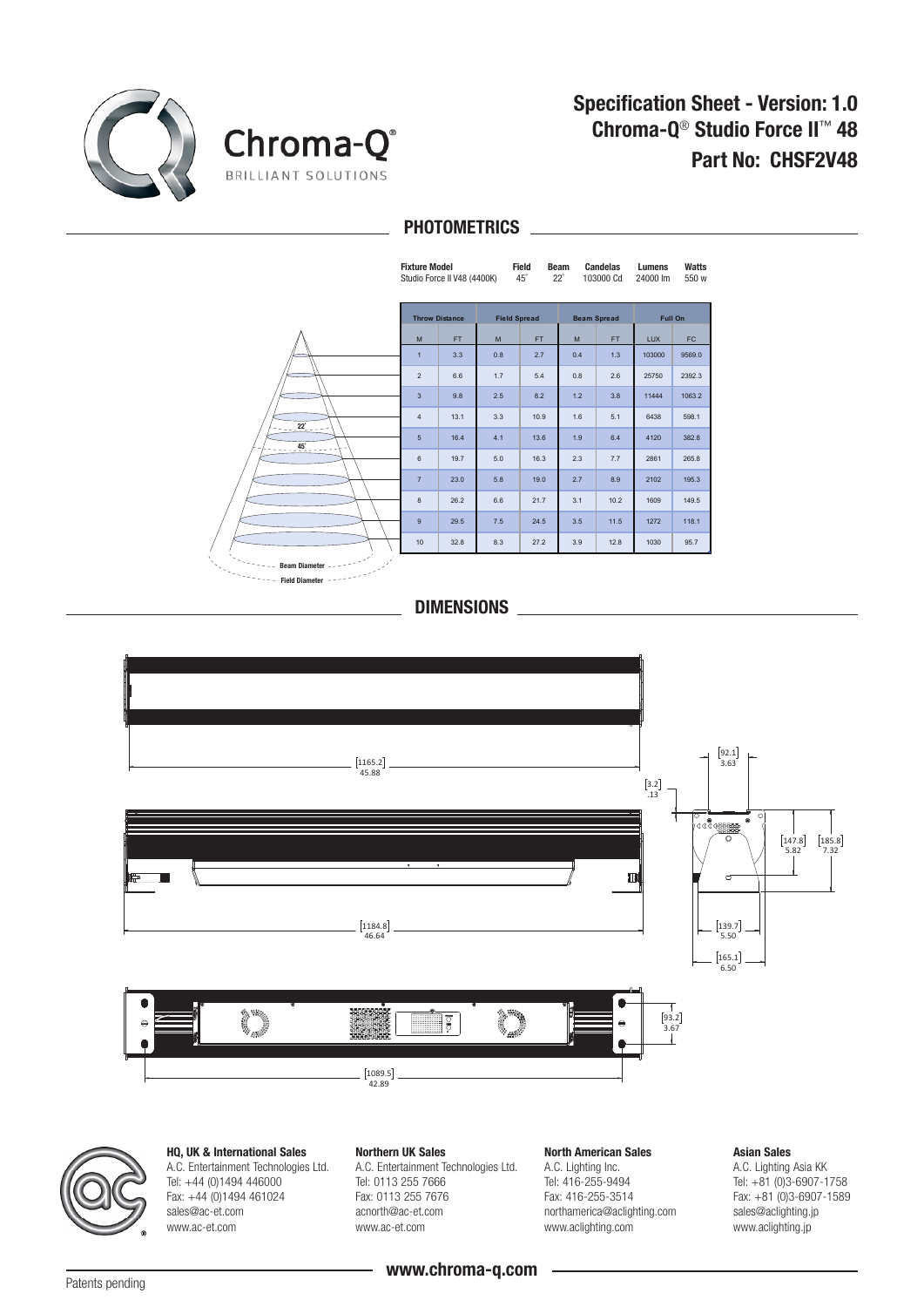# Specification Sheet - Version: 1.0

## Chroma-Q® Studio Force II™ 48

## Part No: CHSF2V48

## PHOTOMETRICS

| Fixture Model | Field | Beam | Candelas | Lumens | Watts |
|---|---|---|---|---|---|
| Studio Force II V48 (4400K) | 45˚ | 22˚ | 103000 Cd | 24000 lm | 550 w |

| Throw Distance | | Field Spread | | Beam Spread | | Full On | |
|---|---|---|---|---|---|---|---|
| M | FT | M | FT | M | FT | LUX | FC |
| 1 | 3.3 | 0.8 | 2.7 | 0.4 | 1.3 | 103000 | 9569.0 |
| 2 | 6.6 | 1.7 | 5.4 | 0.8 | 2.6 | 25750 | 2392.3 |
| 3 | 9.8 | 2.5 | 8.2 | 1.2 | 3.8 | 11444 | 1063.2 |
| 4 | 13.1 | 3.3 | 10.9 | 1.6 | 5.1 | 6438 | 598.1 |
| 5 | 16.4 | 4.1 | 13.6 | 1.9 | 6.4 | 4120 | 382.8 |
| 6 | 19.7 | 5.0 | 16.3 | 2.3 | 7.7 | 2861 | 265.8 |
| 7 | 23.0 | 5.8 | 19.0 | 2.7 | 8.9 | 2102 | 195.3 |
| 8 | 26.2 | 6.6 | 21.7 | 3.1 | 10.2 | 1609 | 149.5 |
| 9 | 29.5 | 7.5 | 24.5 | 3.5 | 11.5 | 1272 | 118.1 |
| 10 | 32.8 | 8.3 | 27.2 | 3.9 | 12.8 | 1030 | 95.7 |

22˚
45˚
Beam Diameter
Field Diameter

## DIMENSIONS

[1165.2] 45.88
[92.1] 3.63
[3.2] .13
[147.8] 5.82
[185.8] 7.32
[1184.8] 46.64
[139.7] 5.50
[165.1] 6.50
[93.2] 3.67
[1089.5] 42.89

**HQ, UK & International Sales**
A.C. Entertainment Technologies Ltd.
Tel: +44 (0)1494 446000
Fax: +44 (0)1494 461024
sales@ac-et.com
www.ac-et.com

**Northern UK Sales**
A.C. Entertainment Technologies Ltd.
Tel: 0113 255 7666
Fax: 0113 255 7676
acnorth@ac-et.com
www.ac-et.com

**North American Sales**
A.C. Lighting Inc.
Tel: 416-255-9494
Fax: 416-255-3514
northamerica@aclighting.com
www.aclighting.com

**Asian Sales**
A.C. Lighting Asia KK
Tel: +81 (0)3-6907-1758
Fax: +81 (0)3-6907-1589
sales@aclighting.jp
www.aclighting.jp

**www.chroma-q.com**

Patents pending